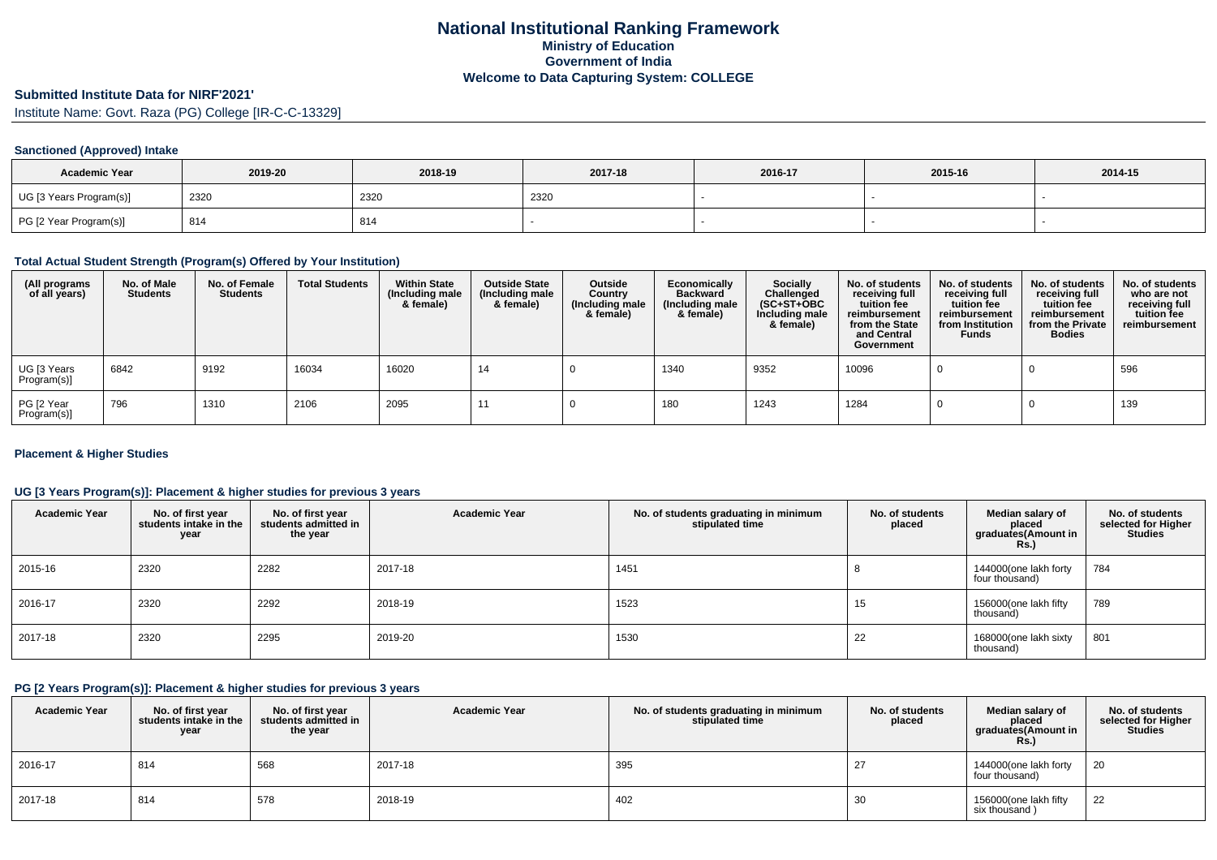# National Institutional Ranking Framework
## Ministry of Education
## Government of India
## Welcome to Data Capturing System: COLLEGE

### Submitted Institute Data for NIRF'2021'

Institute Name: Govt. Raza (PG) College [IR-C-C-13329]

#### Sanctioned (Approved) Intake

| Academic Year | 2019-20 | 2018-19 | 2017-18 | 2016-17 | 2015-16 | 2014-15 |
|---|---|---|---|---|---|---|
| UG [3 Years Program(s)] | 2320 | 2320 | 2320 | - | - | - |
| PG [2 Year Program(s)] | 814 | 814 | - | - | - | - |

#### Total Actual Student Strength (Program(s) Offered by Your Institution)

| (All programs of all years) | No. of Male Students | No. of Female Students | Total Students | Within State (Including male & female) | Outside State (Including male & female) | Outside Country (Including male & female) | Economically Backward (Including male & female) | Socially Challenged (SC+ST+OBC Including male & female) | No. of students receiving full tuition fee reimbursement from the State and Central Government | No. of students receiving full tuition fee reimbursement from Institution Funds | No. of students receiving full tuition fee reimbursement from the Private Bodies | No. of students who are not receiving full tuition fee reimbursement |
|---|---|---|---|---|---|---|---|---|---|---|---|---|
| UG [3 Years Program(s)] | 6842 | 9192 | 16034 | 16020 | 14 | 0 | 1340 | 9352 | 10096 | 0 | 0 | 596 |
| PG [2 Year Program(s)] | 796 | 1310 | 2106 | 2095 | 11 | 0 | 180 | 1243 | 1284 | 0 | 0 | 139 |

#### Placement & Higher Studies

#### UG [3 Years Program(s)]: Placement & higher studies for previous 3 years

| Academic Year | No. of first year students intake in the year | No. of first year students admitted in the year | Academic Year | No. of students graduating in minimum stipulated time | No. of students placed | Median salary of placed graduates(Amount in Rs.) | No. of students selected for Higher Studies |
|---|---|---|---|---|---|---|---|
| 2015-16 | 2320 | 2282 | 2017-18 | 1451 | 8 | 144000(one lakh forty four thousand) | 784 |
| 2016-17 | 2320 | 2292 | 2018-19 | 1523 | 15 | 156000(one lakh fifty thousand) | 789 |
| 2017-18 | 2320 | 2295 | 2019-20 | 1530 | 22 | 168000(one lakh sixty thousand) | 801 |

#### PG [2 Years Program(s)]: Placement & higher studies for previous 3 years

| Academic Year | No. of first year students intake in the year | No. of first year students admitted in the year | Academic Year | No. of students graduating in minimum stipulated time | No. of students placed | Median salary of placed graduates(Amount in Rs.) | No. of students selected for Higher Studies |
|---|---|---|---|---|---|---|---|
| 2016-17 | 814 | 568 | 2017-18 | 395 | 27 | 144000(one lakh forty four thousand) | 20 |
| 2017-18 | 814 | 578 | 2018-19 | 402 | 30 | 156000(one lakh fifty six thousand ) | 22 |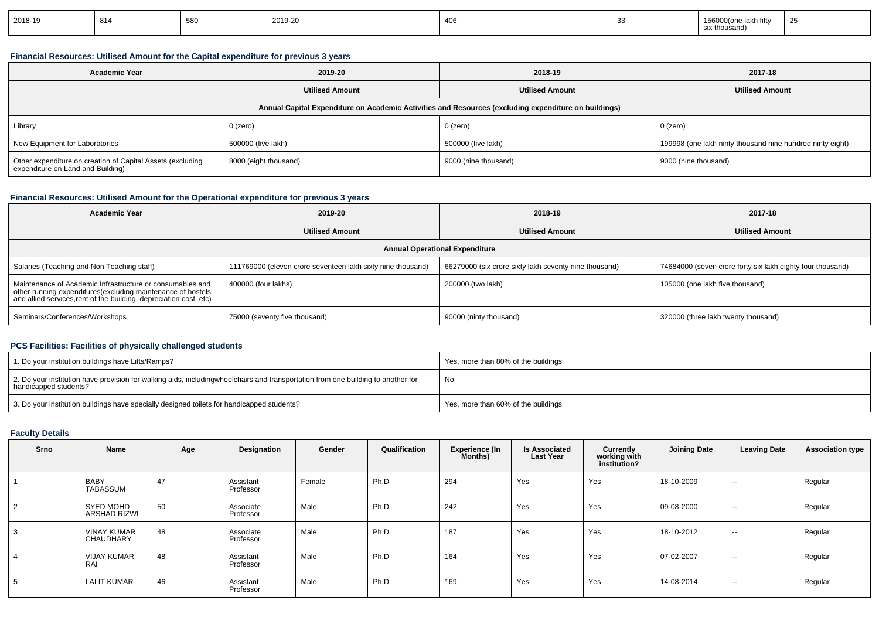| 2018-19 | 814 | 580 | 2019-20 | 406 | 33 | 156000(one lakh fifty six thousand) | 25 |
|---|---|---|---|---|---|---|---|

### Financial Resources: Utilised Amount for the Capital expenditure for previous 3 years

| Academic Year | 2019-20 | 2018-19 | 2017-18 |
|---|---|---|---|
| | Utilised Amount | Utilised Amount | Utilised Amount |
| Annual Capital Expenditure on Academic Activities and Resources (excluding expenditure on buildings) | | | |
| Library | 0 (zero) | 0 (zero) | 0 (zero) |
| New Equipment for Laboratories | 500000 (five lakh) | 500000 (five lakh) | 199998 (one lakh ninty thousand nine hundred ninty eight) |
| Other expenditure on creation of Capital Assets (excluding expenditure on Land and Building) | 8000 (eight thousand) | 9000 (nine thousand) | 9000 (nine thousand) |

### Financial Resources: Utilised Amount for the Operational expenditure for previous 3 years

| Academic Year | 2019-20 | 2018-19 | 2017-18 |
|---|---|---|---|
| | Utilised Amount | Utilised Amount | Utilised Amount |
| Annual Operational Expenditure | | | |
| Salaries (Teaching and Non Teaching staff) | 111769000 (eleven crore seventeen lakh sixty nine thousand) | 66279000 (six crore sixty lakh seventy nine thousand) | 74684000 (seven crore forty six lakh eighty four thousand) |
| Maintenance of Academic Infrastructure or consumables and other running expenditures(excluding maintenance of hostels and allied services,rent of the building, depreciation cost, etc) | 400000 (four lakhs) | 200000 (two lakh) | 105000 (one lakh five thousand) |
| Seminars/Conferences/Workshops | 75000 (seventy five thousand) | 90000 (ninty thousand) | 320000 (three lakh twenty thousand) |

### PCS Facilities: Facilities of physically challenged students

| | |
|---|---|
| 1. Do your institution buildings have Lifts/Ramps? | Yes, more than 80% of the buildings |
| 2. Do your institution have provision for walking aids, includingwheelchairs and transportation from one building to another for handicapped students? | No |
| 3. Do your institution buildings have specially designed toilets for handicapped students? | Yes, more than 60% of the buildings |

### Faculty Details

| Srno | Name | Age | Designation | Gender | Qualification | Experience (In Months) | Is Associated Last Year | Currently working with institution? | Joining Date | Leaving Date | Association type |
|---|---|---|---|---|---|---|---|---|---|---|---|
| 1 | BABY TABASSUM | 47 | Assistant Professor | Female | Ph.D | 294 | Yes | Yes | 18-10-2009 | -- | Regular |
| 2 | SYED MOHD ARSHAD RIZWI | 50 | Associate Professor | Male | Ph.D | 242 | Yes | Yes | 09-08-2000 | -- | Regular |
| 3 | VINAY KUMAR CHAUDHARY | 48 | Associate Professor | Male | Ph.D | 187 | Yes | Yes | 18-10-2012 | -- | Regular |
| 4 | VIJAY KUMAR RAI | 48 | Assistant Professor | Male | Ph.D | 164 | Yes | Yes | 07-02-2007 | -- | Regular |
| 5 | LALIT KUMAR | 46 | Assistant Professor | Male | Ph.D | 169 | Yes | Yes | 14-08-2014 | -- | Regular |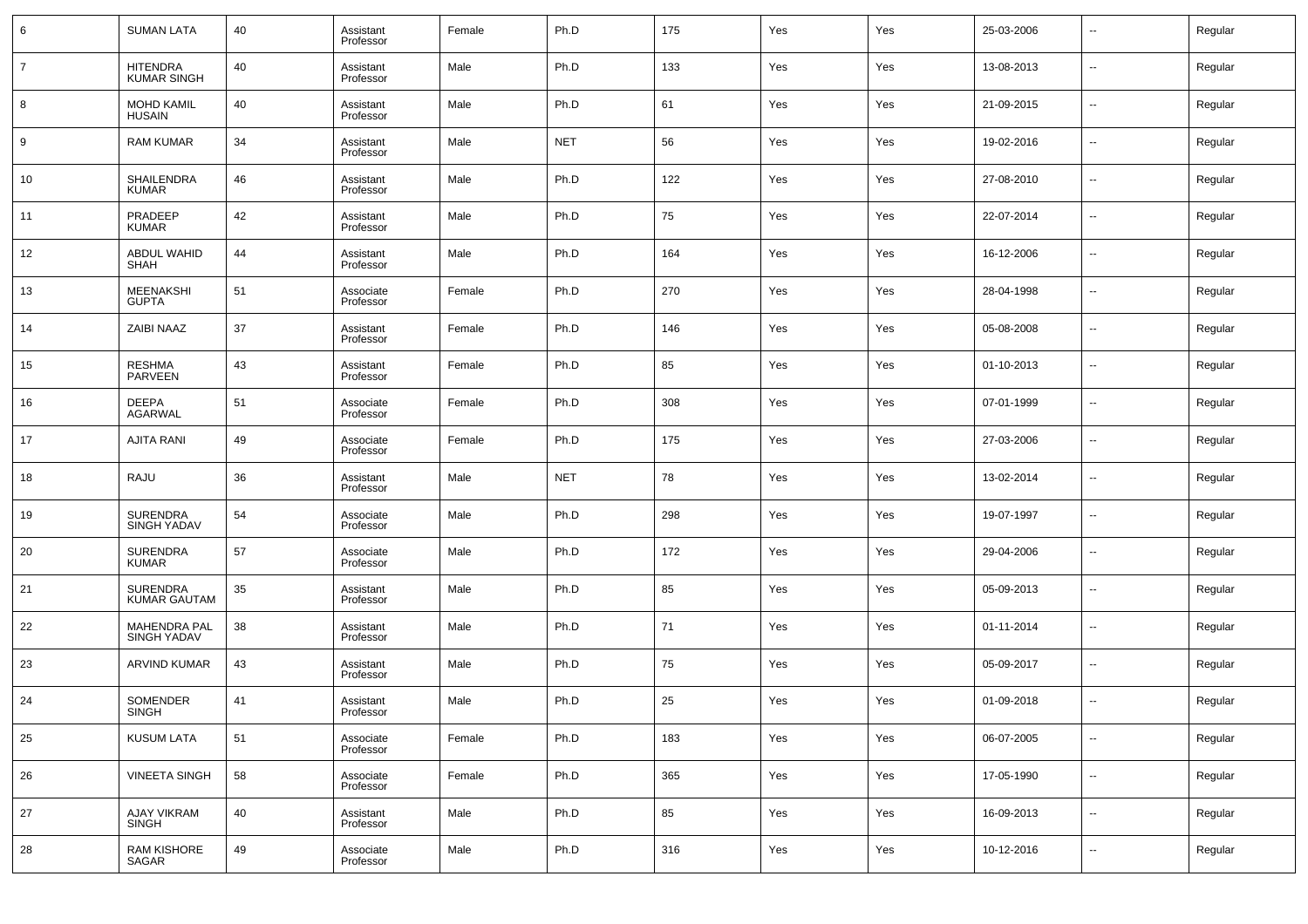| 6 | SUMAN LATA | 40 | Assistant Professor | Female | Ph.D | 175 | Yes | Yes | 25-03-2006 | -- | Regular |
|---|---|---|---|---|---|---|---|---|---|---|---|
| 7 | HITENDRA KUMAR SINGH | 40 | Assistant Professor | Male | Ph.D | 133 | Yes | Yes | 13-08-2013 | -- | Regular |
| 8 | MOHD KAMIL HUSAIN | 40 | Assistant Professor | Male | Ph.D | 61 | Yes | Yes | 21-09-2015 | -- | Regular |
| 9 | RAM KUMAR | 34 | Assistant Professor | Male | NET | 56 | Yes | Yes | 19-02-2016 | -- | Regular |
| 10 | SHAILENDRA KUMAR | 46 | Assistant Professor | Male | Ph.D | 122 | Yes | Yes | 27-08-2010 | -- | Regular |
| 11 | PRADEEP KUMAR | 42 | Assistant Professor | Male | Ph.D | 75 | Yes | Yes | 22-07-2014 | -- | Regular |
| 12 | ABDUL WAHID SHAH | 44 | Assistant Professor | Male | Ph.D | 164 | Yes | Yes | 16-12-2006 | -- | Regular |
| 13 | MEENAKSHI GUPTA | 51 | Associate Professor | Female | Ph.D | 270 | Yes | Yes | 28-04-1998 | -- | Regular |
| 14 | ZAIBI NAAZ | 37 | Assistant Professor | Female | Ph.D | 146 | Yes | Yes | 05-08-2008 | -- | Regular |
| 15 | RESHMA PARVEEN | 43 | Assistant Professor | Female | Ph.D | 85 | Yes | Yes | 01-10-2013 | -- | Regular |
| 16 | DEEPA AGARWAL | 51 | Associate Professor | Female | Ph.D | 308 | Yes | Yes | 07-01-1999 | -- | Regular |
| 17 | AJITA RANI | 49 | Associate Professor | Female | Ph.D | 175 | Yes | Yes | 27-03-2006 | -- | Regular |
| 18 | RAJU | 36 | Assistant Professor | Male | NET | 78 | Yes | Yes | 13-02-2014 | -- | Regular |
| 19 | SURENDRA SINGH YADAV | 54 | Associate Professor | Male | Ph.D | 298 | Yes | Yes | 19-07-1997 | -- | Regular |
| 20 | SURENDRA KUMAR | 57 | Associate Professor | Male | Ph.D | 172 | Yes | Yes | 29-04-2006 | -- | Regular |
| 21 | SURENDRA KUMAR GAUTAM | 35 | Assistant Professor | Male | Ph.D | 85 | Yes | Yes | 05-09-2013 | -- | Regular |
| 22 | MAHENDRA PAL SINGH YADAV | 38 | Assistant Professor | Male | Ph.D | 71 | Yes | Yes | 01-11-2014 | -- | Regular |
| 23 | ARVIND KUMAR | 43 | Assistant Professor | Male | Ph.D | 75 | Yes | Yes | 05-09-2017 | -- | Regular |
| 24 | SOMENDER SINGH | 41 | Assistant Professor | Male | Ph.D | 25 | Yes | Yes | 01-09-2018 | -- | Regular |
| 25 | KUSUM LATA | 51 | Associate Professor | Female | Ph.D | 183 | Yes | Yes | 06-07-2005 | -- | Regular |
| 26 | VINEETA SINGH | 58 | Associate Professor | Female | Ph.D | 365 | Yes | Yes | 17-05-1990 | -- | Regular |
| 27 | AJAY VIKRAM SINGH | 40 | Assistant Professor | Male | Ph.D | 85 | Yes | Yes | 16-09-2013 | -- | Regular |
| 28 | RAM KISHORE SAGAR | 49 | Associate Professor | Male | Ph.D | 316 | Yes | Yes | 10-12-2016 | -- | Regular |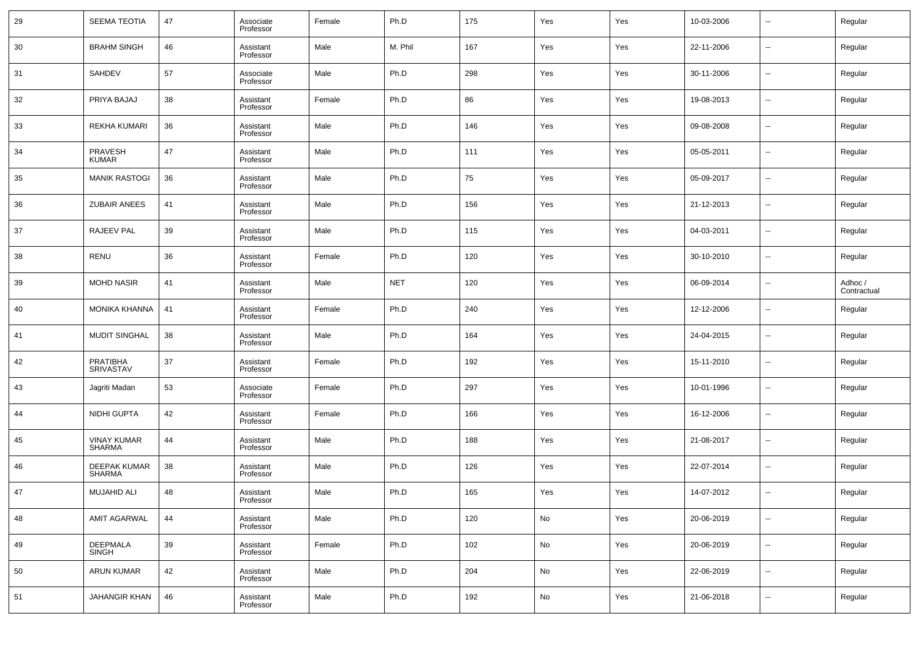| | | | | | | | | | | | |
|---|---|---|---|---|---|---|---|---|---|---|---|
| 29 | SEEMA TEOTIA | 47 | Associate Professor | Female | Ph.D | 175 | Yes | Yes | 10-03-2006 | -- | Regular |
| 30 | BRAHM SINGH | 46 | Assistant Professor | Male | M. Phil | 167 | Yes | Yes | 22-11-2006 | -- | Regular |
| 31 | SAHDEV | 57 | Associate Professor | Male | Ph.D | 298 | Yes | Yes | 30-11-2006 | -- | Regular |
| 32 | PRIYA BAJAJ | 38 | Assistant Professor | Female | Ph.D | 86 | Yes | Yes | 19-08-2013 | -- | Regular |
| 33 | REKHA KUMARI | 36 | Assistant Professor | Male | Ph.D | 146 | Yes | Yes | 09-08-2008 | -- | Regular |
| 34 | PRAVESH KUMAR | 47 | Assistant Professor | Male | Ph.D | 111 | Yes | Yes | 05-05-2011 | -- | Regular |
| 35 | MANIK RASTOGI | 36 | Assistant Professor | Male | Ph.D | 75 | Yes | Yes | 05-09-2017 | -- | Regular |
| 36 | ZUBAIR ANEES | 41 | Assistant Professor | Male | Ph.D | 156 | Yes | Yes | 21-12-2013 | -- | Regular |
| 37 | RAJEEV PAL | 39 | Assistant Professor | Male | Ph.D | 115 | Yes | Yes | 04-03-2011 | -- | Regular |
| 38 | RENU | 36 | Assistant Professor | Female | Ph.D | 120 | Yes | Yes | 30-10-2010 | -- | Regular |
| 39 | MOHD NASIR | 41 | Assistant Professor | Male | NET | 120 | Yes | Yes | 06-09-2014 | -- | Adhoc / Contractual |
| 40 | MONIKA KHANNA | 41 | Assistant Professor | Female | Ph.D | 240 | Yes | Yes | 12-12-2006 | -- | Regular |
| 41 | MUDIT SINGHAL | 38 | Assistant Professor | Male | Ph.D | 164 | Yes | Yes | 24-04-2015 | -- | Regular |
| 42 | PRATIBHA SRIVASTAV | 37 | Assistant Professor | Female | Ph.D | 192 | Yes | Yes | 15-11-2010 | -- | Regular |
| 43 | Jagriti Madan | 53 | Associate Professor | Female | Ph.D | 297 | Yes | Yes | 10-01-1996 | -- | Regular |
| 44 | NIDHI GUPTA | 42 | Assistant Professor | Female | Ph.D | 166 | Yes | Yes | 16-12-2006 | -- | Regular |
| 45 | VINAY KUMAR SHARMA | 44 | Assistant Professor | Male | Ph.D | 188 | Yes | Yes | 21-08-2017 | -- | Regular |
| 46 | DEEPAK KUMAR SHARMA | 38 | Assistant Professor | Male | Ph.D | 126 | Yes | Yes | 22-07-2014 | -- | Regular |
| 47 | MUJAHID ALI | 48 | Assistant Professor | Male | Ph.D | 165 | Yes | Yes | 14-07-2012 | -- | Regular |
| 48 | AMIT AGARWAL | 44 | Assistant Professor | Male | Ph.D | 120 | No | Yes | 20-06-2019 | -- | Regular |
| 49 | DEEPMALA SINGH | 39 | Assistant Professor | Female | Ph.D | 102 | No | Yes | 20-06-2019 | -- | Regular |
| 50 | ARUN KUMAR | 42 | Assistant Professor | Male | Ph.D | 204 | No | Yes | 22-06-2019 | -- | Regular |
| 51 | JAHANGIR KHAN | 46 | Assistant Professor | Male | Ph.D | 192 | No | Yes | 21-06-2018 | -- | Regular |